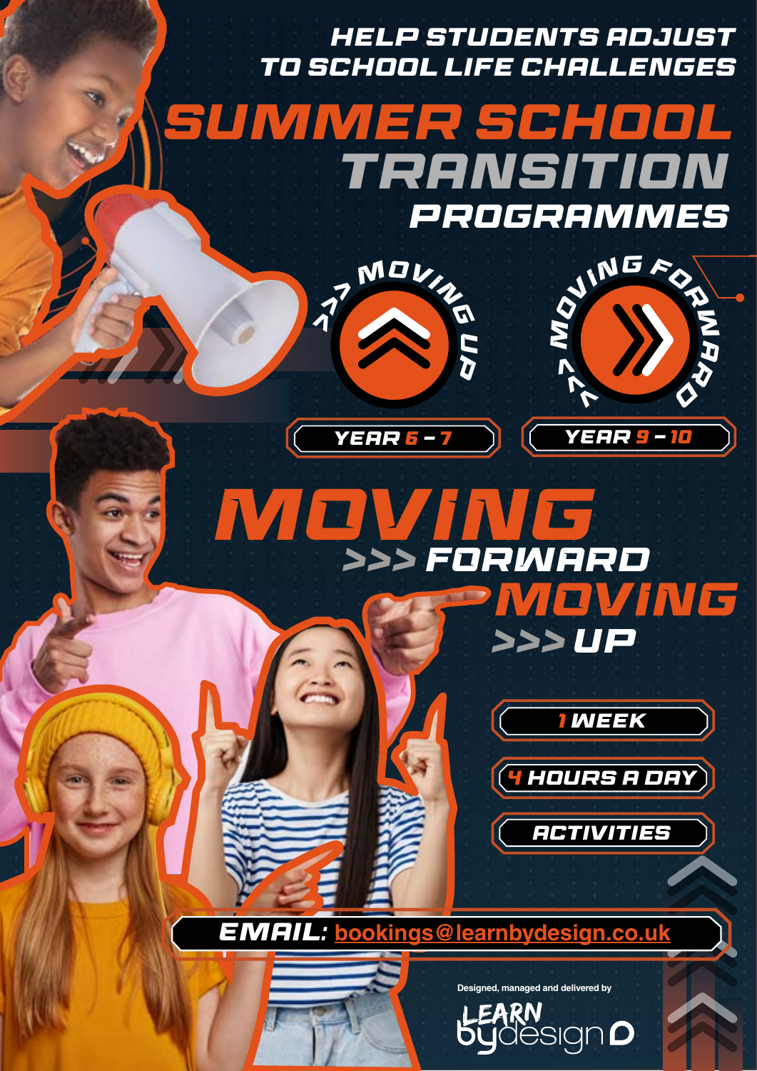## HELP STUDENTS ADJUST TO SCHOOL LIFE CHALLENGES

# SUMMER SCHOOL TRANSITION PROGRAMMES

>>> MOVING UP

YEAR 6 – 7

>>> MOVING FORWARD

YEAR 9 – 10

## MOVING >>> FORWARD

## MOVING >>> UP

1 WEEK

4 HOURS A DAY

ACTIVITIES

**EMAIL:** bookings@learnbydesign.co.uk

Designed, managed and delivered by

LEARN by design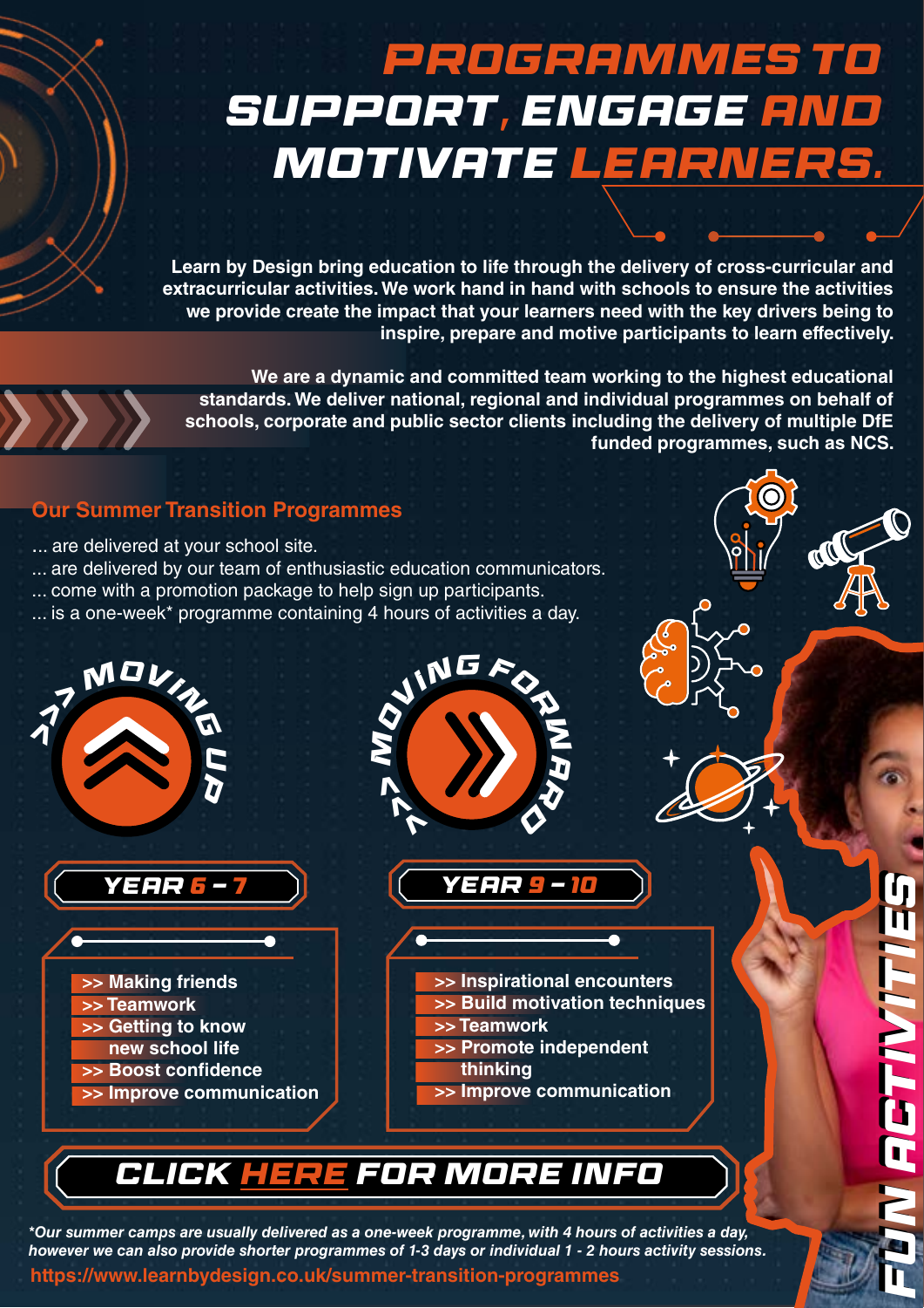# PROGRAMMES TO SUPPORT, ENGAGE AND MOTIVATE LEARNERS.

**Learn by Design bring education to life through the delivery of cross-curricular and extracurricular activities. We work hand in hand with schools to ensure the activities we provide create the impact that your learners need with the key drivers being to inspire, prepare and motive participants to learn effectively.**

**We are a dynamic and committed team working to the highest educational standards. We deliver national, regional and individual programmes on behalf of schools, corporate and public sector clients including the delivery of multiple DfE funded programmes, such as NCS.**

## Our Summer Transition Programmes

... are delivered at your school site.
... are delivered by our team of enthusiastic education communicators.
... come with a promotion package to help sign up participants.
... is a one-week* programme containing 4 hours of activities a day.

### MOVING UP

**YEAR 6 – 7**

- >> Making friends
- >> Teamwork
- >> Getting to know new school life
- >> Boost confidence
- >> Improve communication

### MOVING FORWARD

**YEAR 9 – 10**

- >> Inspirational encounters
- >> Build motivation techniques
- >> Teamwork
- >> Promote independent thinking
- >> Improve communication

**CLICK HERE FOR MORE INFO**

FUN ACTIVITIES

*\*Our summer camps are usually delivered as a one-week programme, with 4 hours of activities a day, however we can also provide shorter programmes of 1-3 days or individual 1 - 2 hours activity sessions.*

https://www.learnbydesign.co.uk/summer-transition-programmes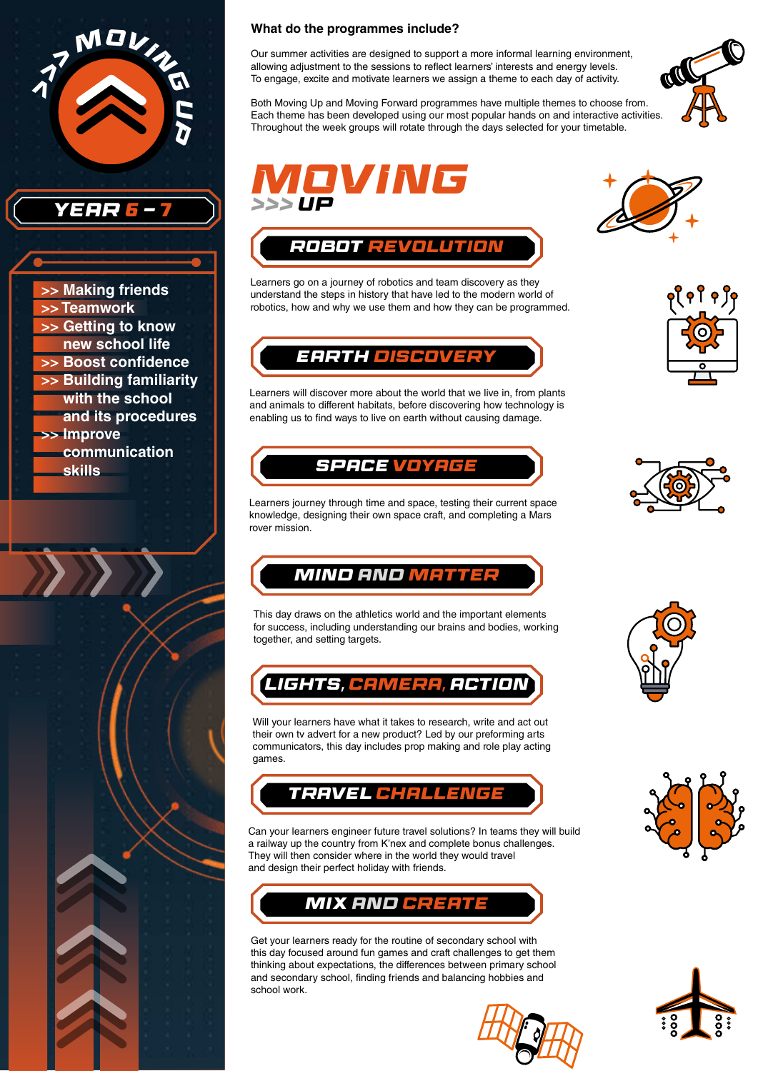# >>> MOVING UP

## YEAR 6 – 7

- >> Making friends
- >> Teamwork
- >> Getting to know new school life
- >> Boost confidence
- >> Building familiarity with the school and its procedures
- >> Improve communication skills

## What do the programmes include?

Our summer activities are designed to support a more informal learning environment, allowing adjustment to the sessions to reflect learners' interests and energy levels. To engage, excite and motivate learners we assign a theme to each day of activity.

Both Moving Up and Moving Forward programmes have multiple themes to choose from. Each theme has been developed using our most popular hands on and interactive activities. Throughout the week groups will rotate through the days selected for your timetable.

# MOVING >>> UP

### ROBOT REVOLUTION

Learners go on a journey of robotics and team discovery as they understand the steps in history that have led to the modern world of robotics, how and why we use them and how they can be programmed.

### EARTH DISCOVERY

Learners will discover more about the world that we live in, from plants and animals to different habitats, before discovering how technology is enabling us to find ways to live on earth without causing damage.

### SPACE VOYAGE

Learners journey through time and space, testing their current space knowledge, designing their own space craft, and completing a Mars rover mission.

### MIND AND MATTER

This day draws on the athletics world and the important elements for success, including understanding our brains and bodies, working together, and setting targets.

### LIGHTS, CAMERA, ACTION

Will your learners have what it takes to research, write and act out their own tv advert for a new product? Led by our preforming arts communicators, this day includes prop making and role play acting games.

### TRAVEL CHALLENGE

Can your learners engineer future travel solutions? In teams they will build a railway up the country from K'nex and complete bonus challenges. They will then consider where in the world they would travel and design their perfect holiday with friends.

### MIX AND CREATE

Get your learners ready for the routine of secondary school with this day focused around fun games and craft challenges to get them thinking about expectations, the differences between primary school and secondary school, finding friends and balancing hobbies and school work.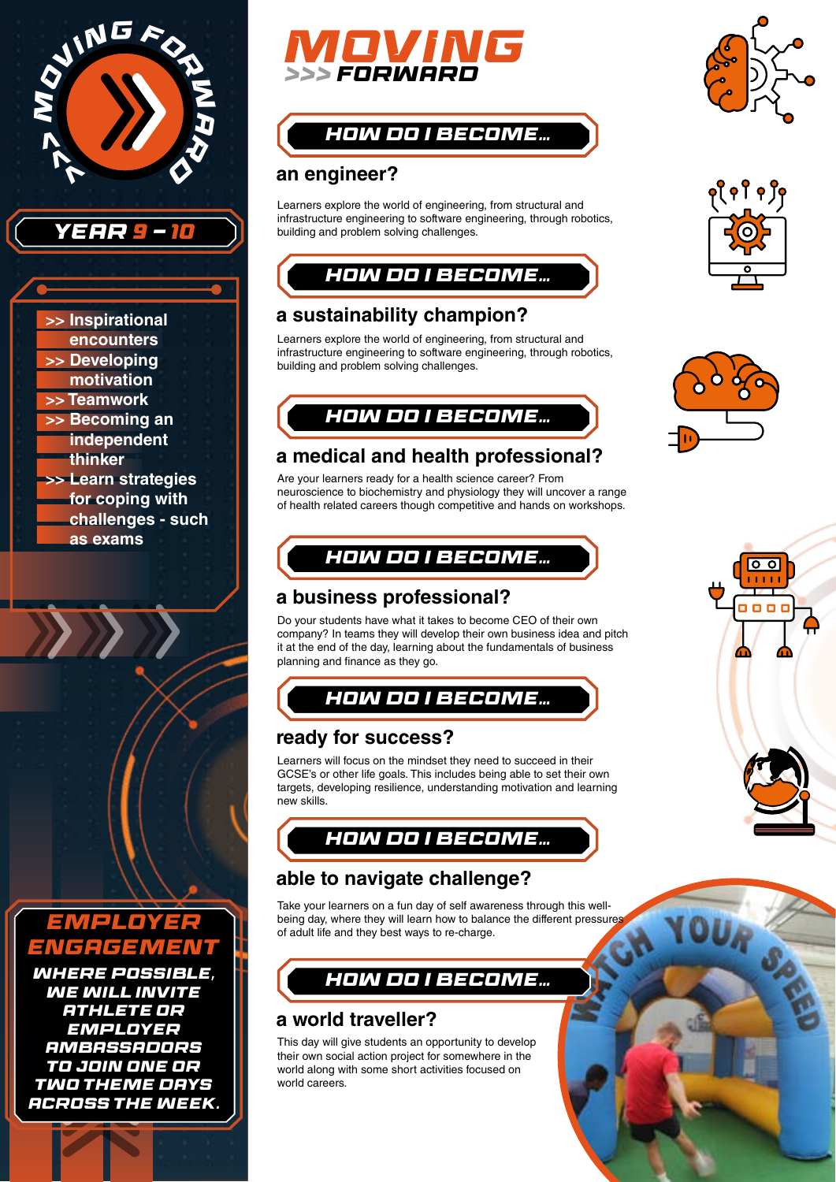# MOVING FORWARD

## YEAR 9 – 10

- >> Inspirational encounters
- >> Developing motivation
- >> Teamwork
- >> Becoming an independent thinker
- >> Learn strategies for coping with challenges - such as exams

## EMPLOYER ENGAGEMENT

***WHERE POSSIBLE, WE WILL INVITE ATHLETE OR EMPLOYER AMBASSADORS TO JOIN ONE OR TWO THEME DAYS ACROSS THE WEEK.***

**HOW DO I BECOME…**

### an engineer?

Learners explore the world of engineering, from structural and infrastructure engineering to software engineering, through robotics, building and problem solving challenges.

**HOW DO I BECOME…**

### a sustainability champion?

Learners explore the world of engineering, from structural and infrastructure engineering to software engineering, through robotics, building and problem solving challenges.

**HOW DO I BECOME…**

### a medical and health professional?

Are your learners ready for a health science career? From neuroscience to biochemistry and physiology they will uncover a range of health related careers though competitive and hands on workshops.

**HOW DO I BECOME…**

### a business professional?

Do your students have what it takes to become CEO of their own company? In teams they will develop their own business idea and pitch it at the end of the day, learning about the fundamentals of business planning and finance as they go.

**HOW DO I BECOME…**

### ready for success?

Learners will focus on the mindset they need to succeed in their GCSE's or other life goals. This includes being able to set their own targets, developing resilience, understanding motivation and learning new skills.

**HOW DO I BECOME…**

### able to navigate challenge?

Take your learners on a fun day of self awareness through this well-being day, where they will learn how to balance the different pressures of adult life and they best ways to re-charge.

**HOW DO I BECOME…**

### a world traveller?

This day will give students an opportunity to develop their own social action project for somewhere in the world along with some short activities focused on world careers.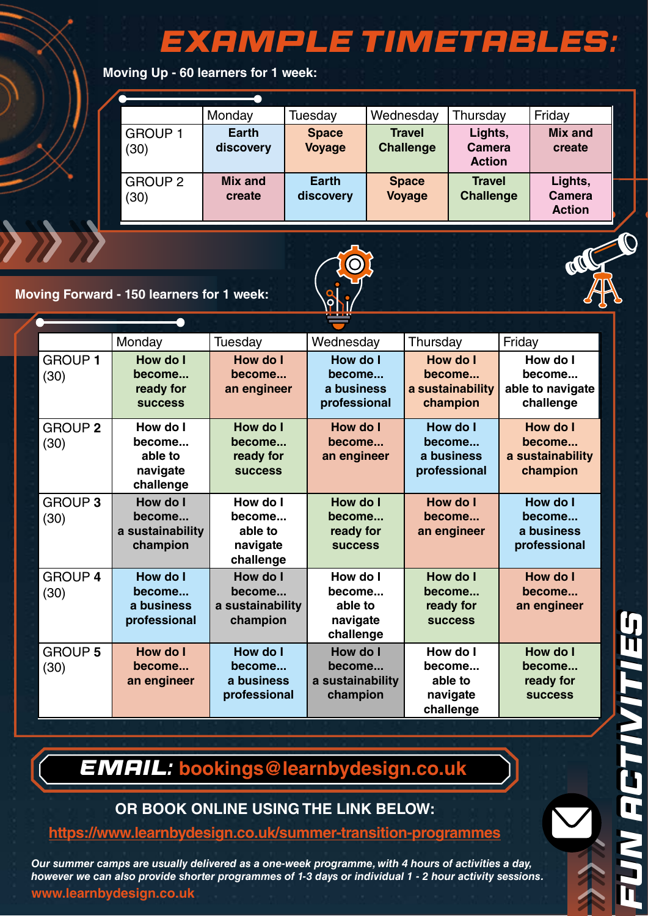# EXAMPLE TIMETABLES:

**Moving Up - 60 learners for 1 week:**

| | Monday | Tuesday | Wednesday | Thursday | Friday |
|---|---|---|---|---|---|
| GROUP 1 (30) | **Earth discovery** | **Space Voyage** | **Travel Challenge** | **Lights, Camera Action** | **Mix and create** |
| GROUP 2 (30) | **Mix and create** | **Earth discovery** | **Space Voyage** | **Travel Challenge** | **Lights, Camera Action** |

**Moving Forward - 150 learners for 1 week:**

| | Monday | Tuesday | Wednesday | Thursday | Friday |
|---|---|---|---|---|---|
| GROUP **1** (30) | **How do I become... ready for success** | **How do I become... an engineer** | **How do I become... a business professional** | **How do I become... a sustainability champion** | **How do I become... able to navigate challenge** |
| GROUP **2** (30) | **How do I become... able to navigate challenge** | **How do I become... ready for success** | **How do I become... an engineer** | **How do I become... a business professional** | **How do I become... a sustainability champion** |
| GROUP **3** (30) | **How do I become... a sustainability champion** | **How do I become... able to navigate challenge** | **How do I become... ready for success** | **How do I become... an engineer** | **How do I become... a business professional** |
| GROUP **4** (30) | **How do I become... a business professional** | **How do I become... a sustainability champion** | **How do I become... able to navigate challenge** | **How do I become... ready for success** | **How do I become... an engineer** |
| GROUP **5** (30) | **How do I become... an engineer** | **How do I become... a business professional** | **How do I become... a sustainability champion** | **How do I become... able to navigate challenge** | **How do I become... ready for success** |

**EMAIL: bookings@learnbydesign.co.uk**

**OR BOOK ONLINE USING THE LINK BELOW:**

https://www.learnbydesign.co.uk/summer-transition-programmes

*Our summer camps are usually delivered as a one-week programme, with 4 hours of activities a day, however we can also provide shorter programmes of 1-3 days or individual 1 - 2 hour activity sessions.*

www.learnbydesign.co.uk

FUN ACTIVITIES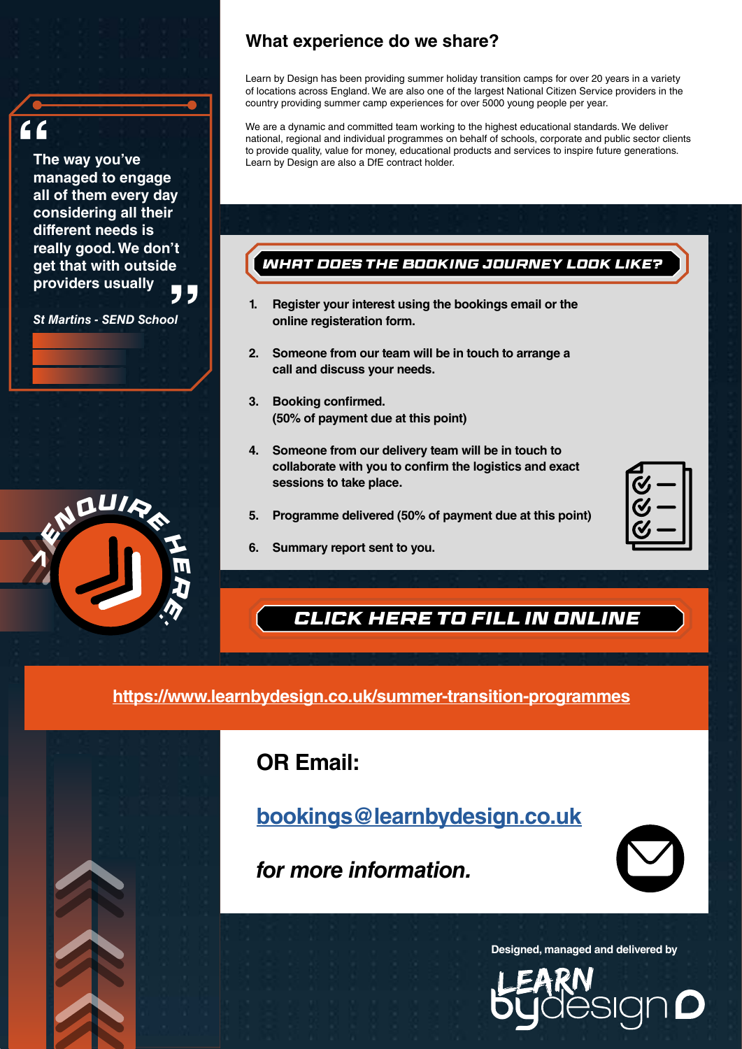> The way you've managed to engage all of them every day considering all their different needs is really good. We don't get that with outside providers usually
>
> *St Martins - SEND School*

ENQUIRE HERE:

## What experience do we share?

Learn by Design has been providing summer holiday transition camps for over 20 years in a variety of locations across England. We are also one of the largest National Citizen Service providers in the country providing summer camp experiences for over 5000 young people per year.

We are a dynamic and committed team working to the highest educational standards. We deliver national, regional and individual programmes on behalf of schools, corporate and public sector clients to provide quality, value for money, educational products and services to inspire future generations. Learn by Design are also a DfE contract holder.

## WHAT DOES THE BOOKING JOURNEY LOOK LIKE?

1. **Register your interest using the bookings email or the online registration form.**
2. **Someone from our team will be in touch to arrange a call and discuss your needs.**
3. **Booking confirmed. (50% of payment due at this point)**
4. **Someone from our delivery team will be in touch to collaborate with you to confirm the logistics and exact sessions to take place.**
5. **Programme delivered (50% of payment due at this point)**
6. **Summary report sent to you.**

**CLICK HERE TO FILL IN ONLINE**

https://www.learnbydesign.co.uk/summer-transition-programmes

## OR Email:

bookings@learnbydesign.co.uk

***for more information.***

**Designed, managed and delivered by**

LEARN by design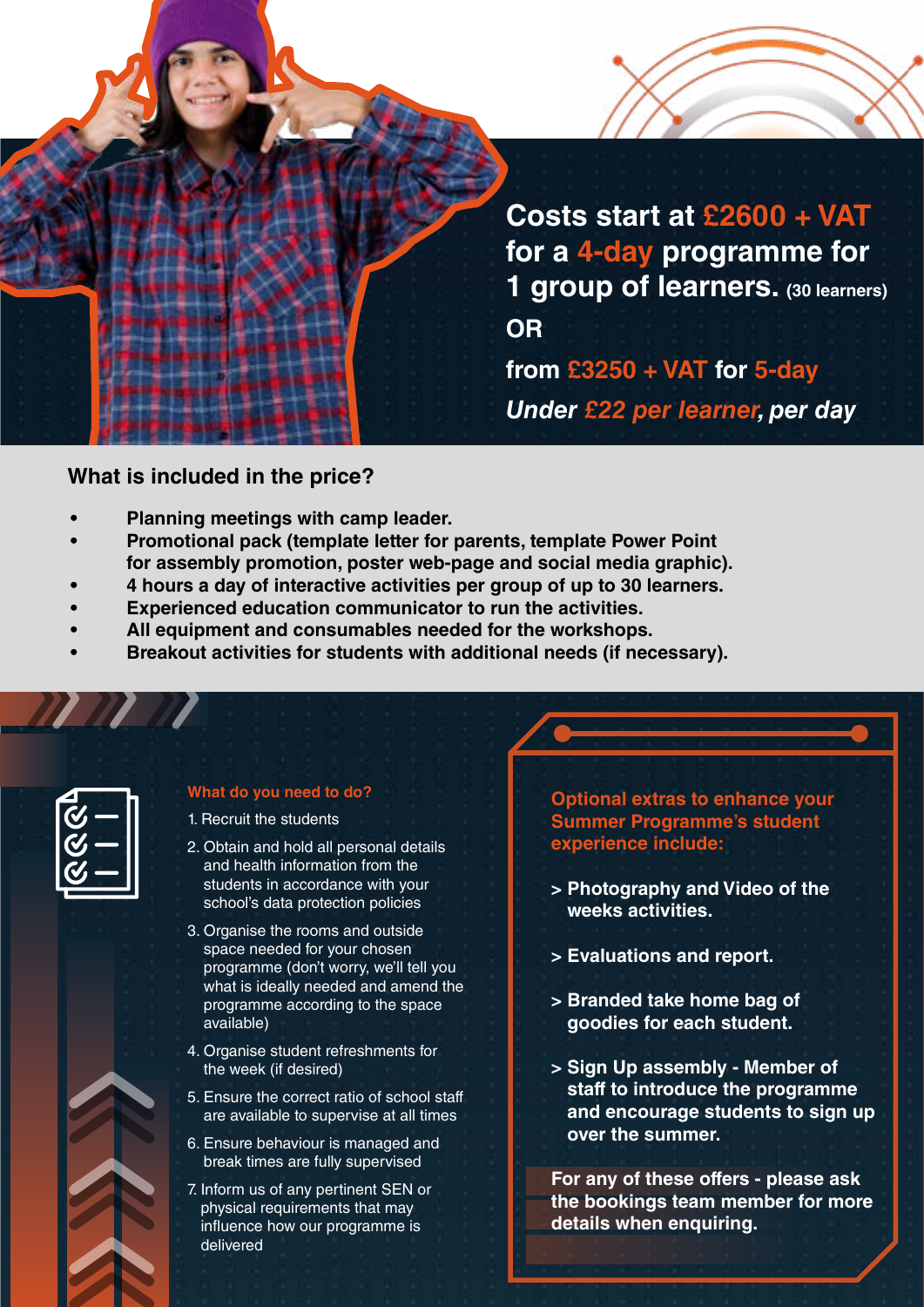**Costs start at £2600 + VAT for a 4-day programme for 1 group of learners.** (30 learners)

**OR**

**from £3250 + VAT for 5-day**

***Under £22 per learner, per day***

## What is included in the price?

- **Planning meetings with camp leader.**
- **Promotional pack (template letter for parents, template Power Point for assembly promotion, poster web-page and social media graphic).**
- **4 hours a day of interactive activities per group of up to 30 learners.**
- **Experienced education communicator to run the activities.**
- **All equipment and consumables needed for the workshops.**
- **Breakout activities for students with additional needs (if necessary).**

### What do you need to do?

1. Recruit the students
2. Obtain and hold all personal details and health information from the students in accordance with your school's data protection policies
3. Organise the rooms and outside space needed for your chosen programme (don't worry, we'll tell you what is ideally needed and amend the programme according to the space available)
4. Organise student refreshments for the week (if desired)
5. Ensure the correct ratio of school staff are available to supervise at all times
6. Ensure behaviour is managed and break times are fully supervised
7. Inform us of any pertinent SEN or physical requirements that may influence how our programme is delivered

### Optional extras to enhance your Summer Programme's student experience include:

> **Photography and Video of the weeks activities.**

> **Evaluations and report.**

> **Branded take home bag of goodies for each student.**

> **Sign Up assembly - Member of staff to introduce the programme and encourage students to sign up over the summer.**

**For any of these offers - please ask the bookings team member for more details when enquiring.**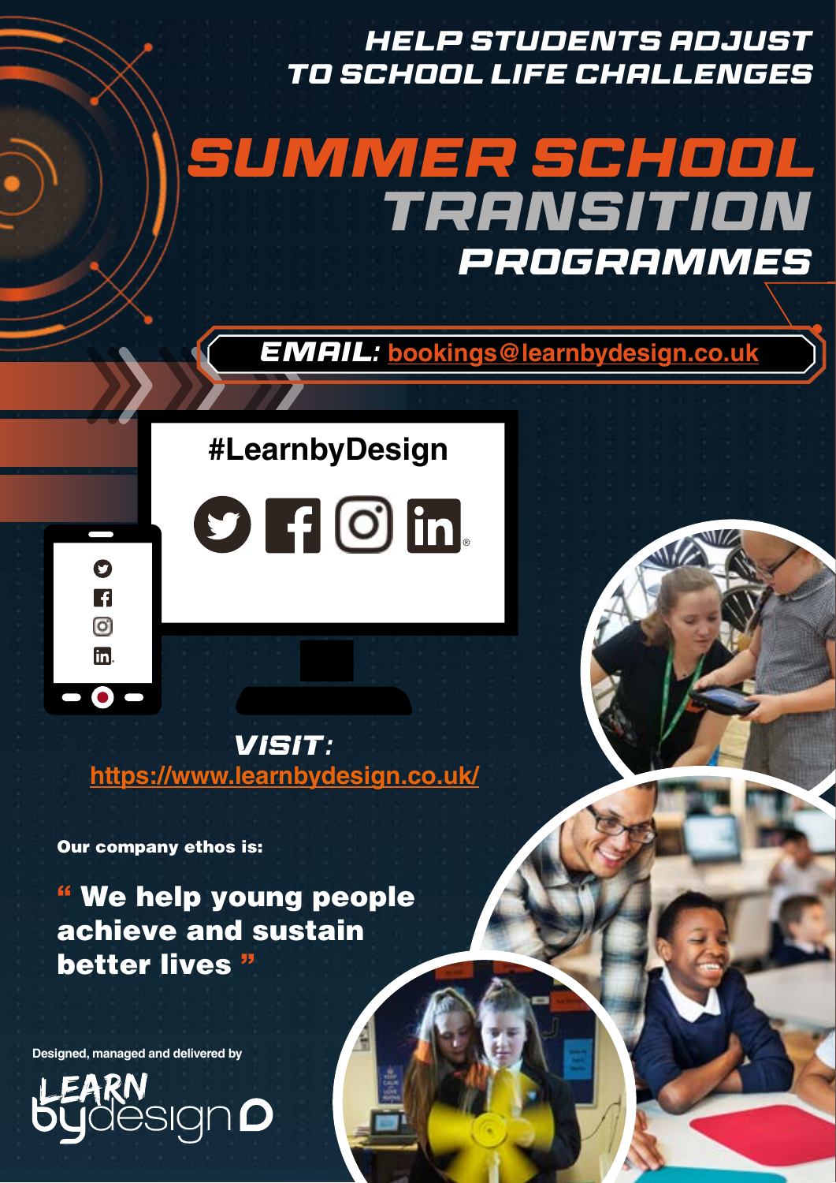# HELP STUDENTS ADJUST TO SCHOOL LIFE CHALLENGES

# SUMMER SCHOOL TRANSITION PROGRAMMES

**EMAIL:** bookings@learnbydesign.co.uk

#LearnbyDesign

**VISIT:**
https://www.learnbydesign.co.uk/

**Our company ethos is:**

**“ We help young people achieve and sustain better lives ”**

Designed, managed and delivered by

LEARN bydesign